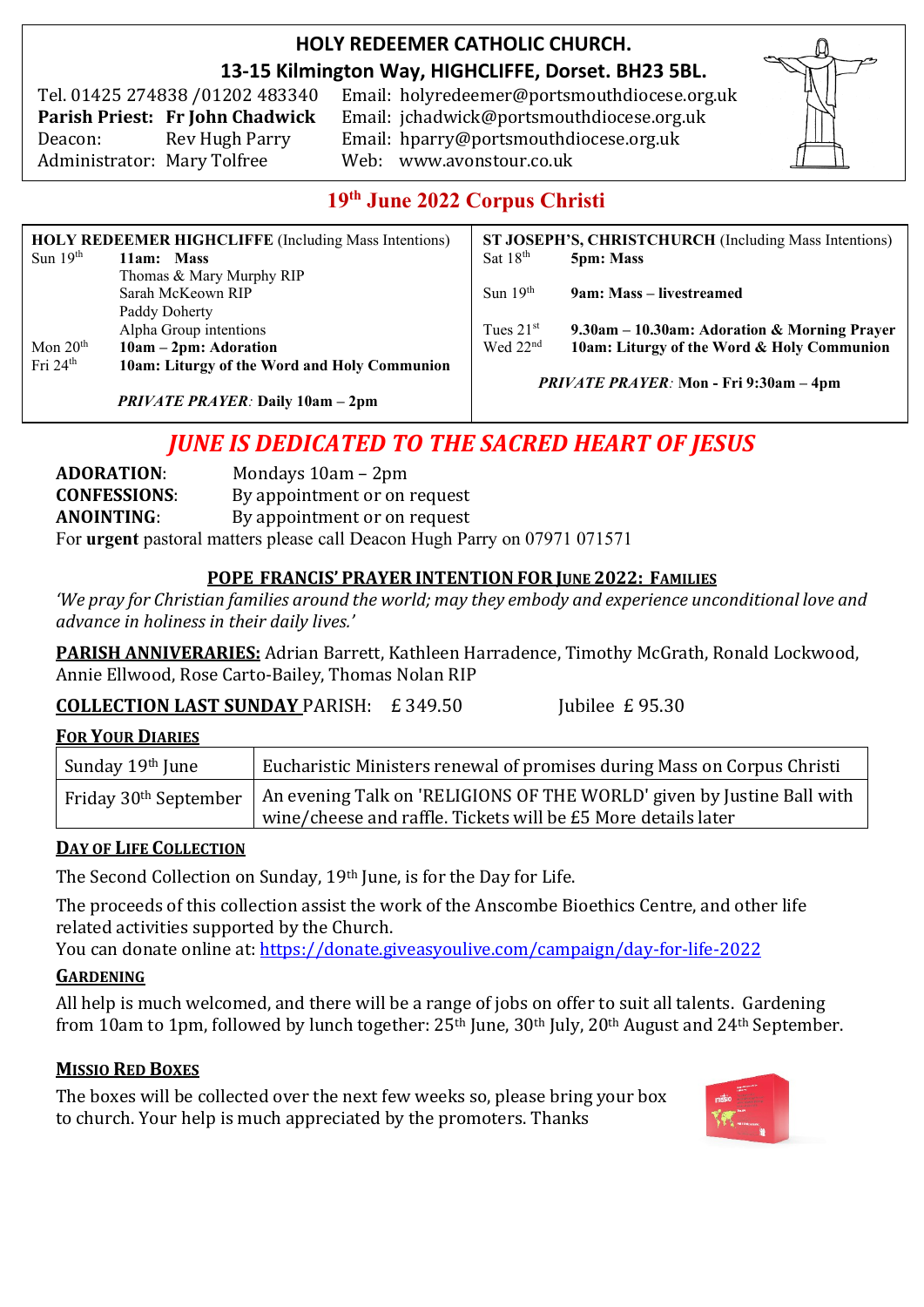# HOLY REDEEMER CATHOLIC CHURCH.

## 13-15 Kilmington Way, HIGHCLIFFE, Dorset. BH23 5BL.

Tel. 01425 274838 /01202 483340 Email: holyredeemer@portsmouthdiocese.org.uk
**Parish Priest: Fr John Chadwick** Email: jchadwick@portsmouthdiocese.org.uk
Deacon: Rev Hugh Parry Email: hparry@portsmouthdiocese.org.uk
Administrator: Mary Tolfree Web: www.avonstour.co.uk

## 19th June 2022 Corpus Christi

**HOLY REDEEMER HIGHCLIFFE** (Including Mass Intentions)

| | |
|---|---|
| Sun 19th | **11am: Mass**<br>Thomas & Mary Murphy RIP<br>Sarah McKeown RIP<br>Paddy Doherty<br>Alpha Group intentions |
| Mon 20th | **10am – 2pm: Adoration** |
| Fri 24th | **10am: Liturgy of the Word and Holy Communion** |

***PRIVATE PRAYER*: Daily 10am – 2pm**

**ST JOSEPH'S, CHRISTCHURCH** (Including Mass Intentions)

| | |
|---|---|
| Sat 18th | **5pm: Mass** |
| Sun 19th | **9am: Mass – livestreamed** |
| Tues 21st | **9.30am – 10.30am: Adoration & Morning Prayer** |
| Wed 22nd | **10am: Liturgy of the Word & Holy Communion** |

***PRIVATE PRAYER*: Mon - Fri 9:30am – 4pm**

## *JUNE IS DEDICATED TO THE SACRED HEART OF JESUS*

**ADORATION**: Mondays 10am – 2pm
**CONFESSIONS**: By appointment or on request
**ANOINTING**: By appointment or on request
For **urgent** pastoral matters please call Deacon Hugh Parry on 07971 071571

### POPE FRANCIS' PRAYER INTENTION FOR JUNE 2022: FAMILIES

*'We pray for Christian families around the world; may they embody and experience unconditional love and advance in holiness in their daily lives.'*

**PARISH ANNIVERARIES:** Adrian Barrett, Kathleen Harradence, Timothy McGrath, Ronald Lockwood, Annie Ellwood, Rose Carto-Bailey, Thomas Nolan RIP

**COLLECTION LAST SUNDAY** PARISH: £ 349.50 Jubilee £ 95.30

### FOR YOUR DIARIES

| | |
|---|---|
| Sunday 19th June | Eucharistic Ministers renewal of promises during Mass on Corpus Christi |
| Friday 30th September | An evening Talk on 'RELIGIONS OF THE WORLD' given by Justine Ball with wine/cheese and raffle. Tickets will be £5 More details later |

### DAY OF LIFE COLLECTION

The Second Collection on Sunday, 19th June, is for the Day for Life.

The proceeds of this collection assist the work of the Anscombe Bioethics Centre, and other life related activities supported by the Church.
You can donate online at: https://donate.giveasyoulive.com/campaign/day-for-life-2022

### GARDENING

All help is much welcomed, and there will be a range of jobs on offer to suit all talents. Gardening from 10am to 1pm, followed by lunch together: 25th June, 30th July, 20th August and 24th September.

### MISSIO RED BOXES

The boxes will be collected over the next few weeks so, please bring your box to church. Your help is much appreciated by the promoters. Thanks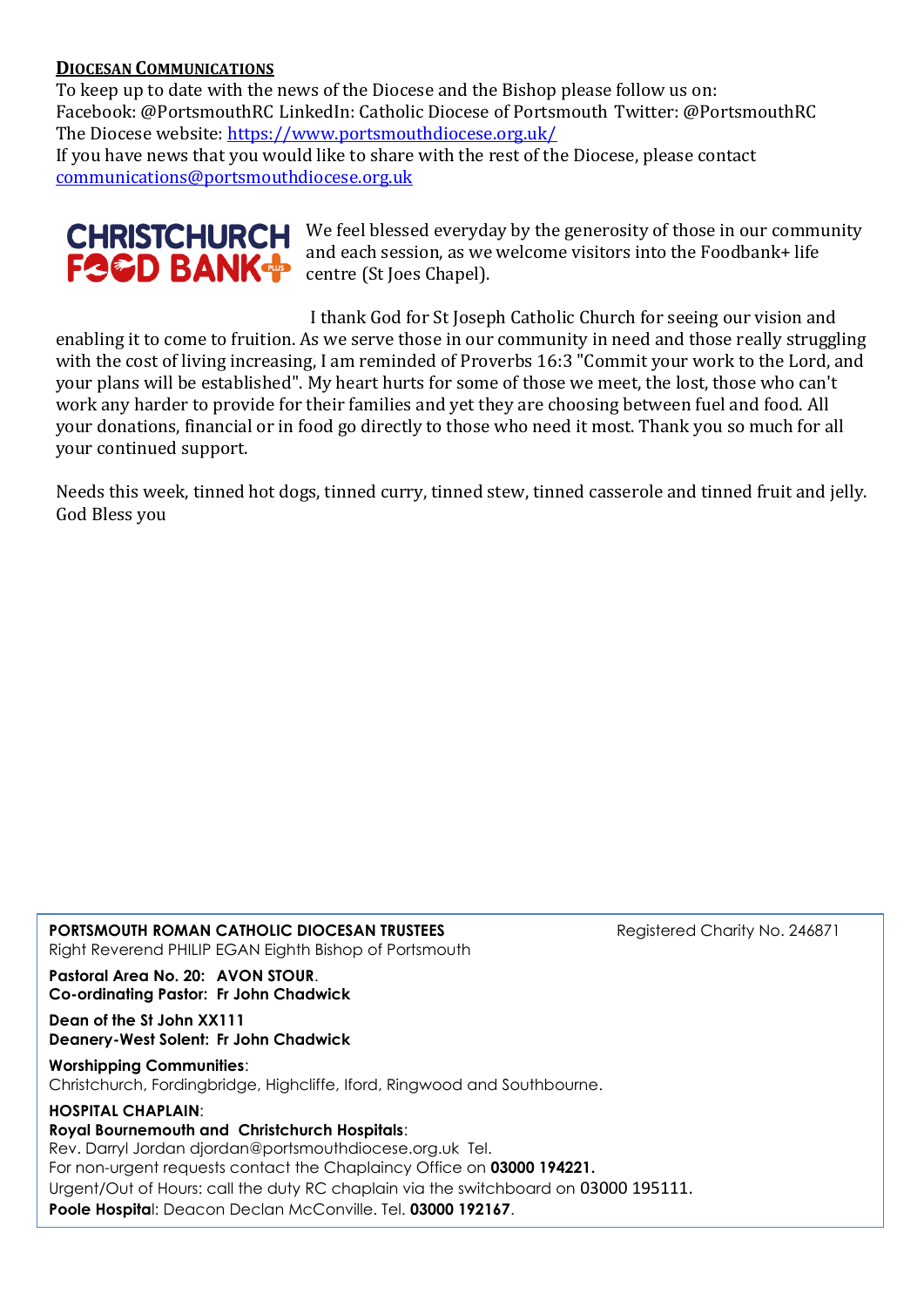## DIOCESAN COMMUNICATIONS

To keep up to date with the news of the Diocese and the Bishop please follow us on:
Facebook: @PortsmouthRC LinkedIn: Catholic Diocese of Portsmouth Twitter: @PortsmouthRC
The Diocese website: https://www.portsmouthdiocese.org.uk/
If you have news that you would like to share with the rest of the Diocese, please contact communications@portsmouthdiocese.org.uk

**CHRISTCHURCH FOOD BANK PLUS**

We feel blessed everyday by the generosity of those in our community and each session, as we welcome visitors into the Foodbank+ life centre (St Joes Chapel).

I thank God for St Joseph Catholic Church for seeing our vision and enabling it to come to fruition. As we serve those in our community in need and those really struggling with the cost of living increasing, I am reminded of Proverbs 16:3 "Commit your work to the Lord, and your plans will be established". My heart hurts for some of those we meet, the lost, those who can't work any harder to provide for their families and yet they are choosing between fuel and food. All your donations, financial or in food go directly to those who need it most. Thank you so much for all your continued support.

Needs this week, tinned hot dogs, tinned curry, tinned stew, tinned casserole and tinned fruit and jelly. God Bless you

**PORTSMOUTH ROMAN CATHOLIC DIOCESAN TRUSTEES** Registered Charity No. 246871
Right Reverend PHILIP EGAN Eighth Bishop of Portsmouth

**Pastoral Area No. 20: AVON STOUR.**
**Co-ordinating Pastor: Fr John Chadwick**

**Dean of the St John XX111**
**Deanery-West Solent: Fr John Chadwick**

**Worshipping Communities**:
Christchurch, Fordingbridge, Highcliffe, Iford, Ringwood and Southbourne.

**HOSPITAL CHAPLAIN**:
**Royal Bournemouth and Christchurch Hospitals**:
Rev. Darryl Jordan djordan@portsmouthdiocese.org.uk Tel.
For non-urgent requests contact the Chaplaincy Office on **03000 194221.**
Urgent/Out of Hours: call the duty RC chaplain via the switchboard on 03000 195111.
**Poole Hospita**l: Deacon Declan McConville. Tel. **03000 192167**.